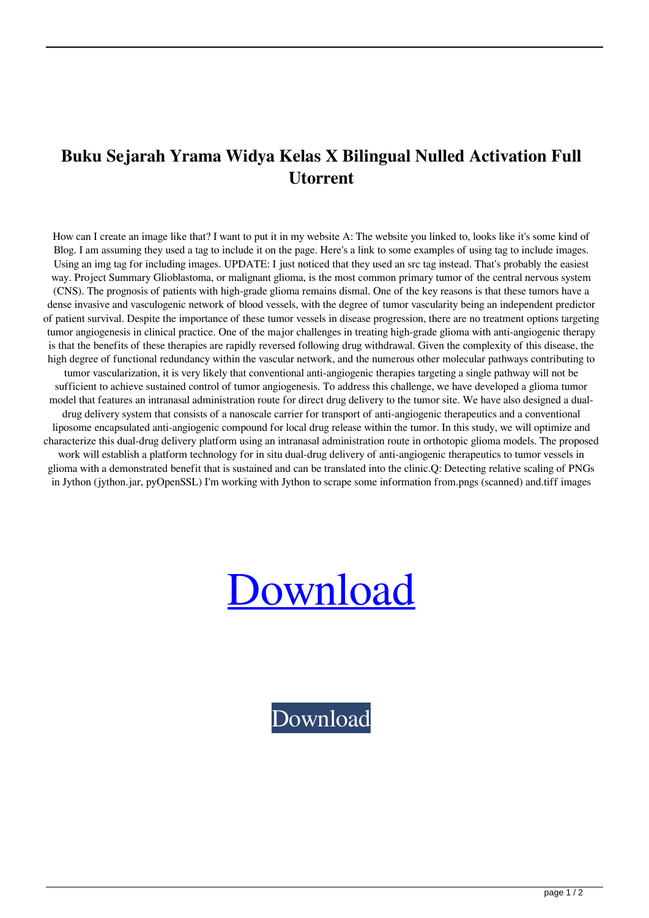# Buku Sejarah Yrama Widya Kelas X Bilingual Nulled Activation Full Utorrent

How can I create an image like that? I want to put it in my website A: The website you linked to, looks like it's some kind of Blog. I am assuming they used a tag to include it on the page. Here's a link to some examples of using tag to include images. Using an img tag for including images. UPDATE: I just noticed that they used an src tag instead. That's probably the easiest way. Project Summary Glioblastoma, or malignant glioma, is the most common primary tumor of the central nervous system (CNS). The prognosis of patients with high-grade glioma remains dismal. One of the key reasons is that these tumors have a dense invasive and vasculogenic network of blood vessels, with the degree of tumor vascularity being an independent predictor of patient survival. Despite the importance of these tumor vessels in disease progression, there are no treatment options targeting tumor angiogenesis in clinical practice. One of the major challenges in treating high-grade glioma with anti-angiogenic therapy is that the benefits of these therapies are rapidly reversed following drug withdrawal. Given the complexity of this disease, the high degree of functional redundancy within the vascular network, and the numerous other molecular pathways contributing to tumor vascularization, it is very likely that conventional anti-angiogenic therapies targeting a single pathway will not be sufficient to achieve sustained control of tumor angiogenesis. To address this challenge, we have developed a glioma tumor model that features an intranasal administration route for direct drug delivery to the tumor site. We have also designed a dual-drug delivery system that consists of a nanoscale carrier for transport of anti-angiogenic therapeutics and a conventional liposome encapsulated anti-angiogenic compound for local drug release within the tumor. In this study, we will optimize and characterize this dual-drug delivery platform using an intranasal administration route in orthotopic glioma models. The proposed work will establish a platform technology for in situ dual-drug delivery of anti-angiogenic therapeutics to tumor vessels in glioma with a demonstrated benefit that is sustained and can be translated into the clinic.Q: Detecting relative scaling of PNGs in Jython (jython.jar, pyOpenSSL) I'm working with Jython to scrape some information from.pngs (scanned) and.tiff images

Download

Download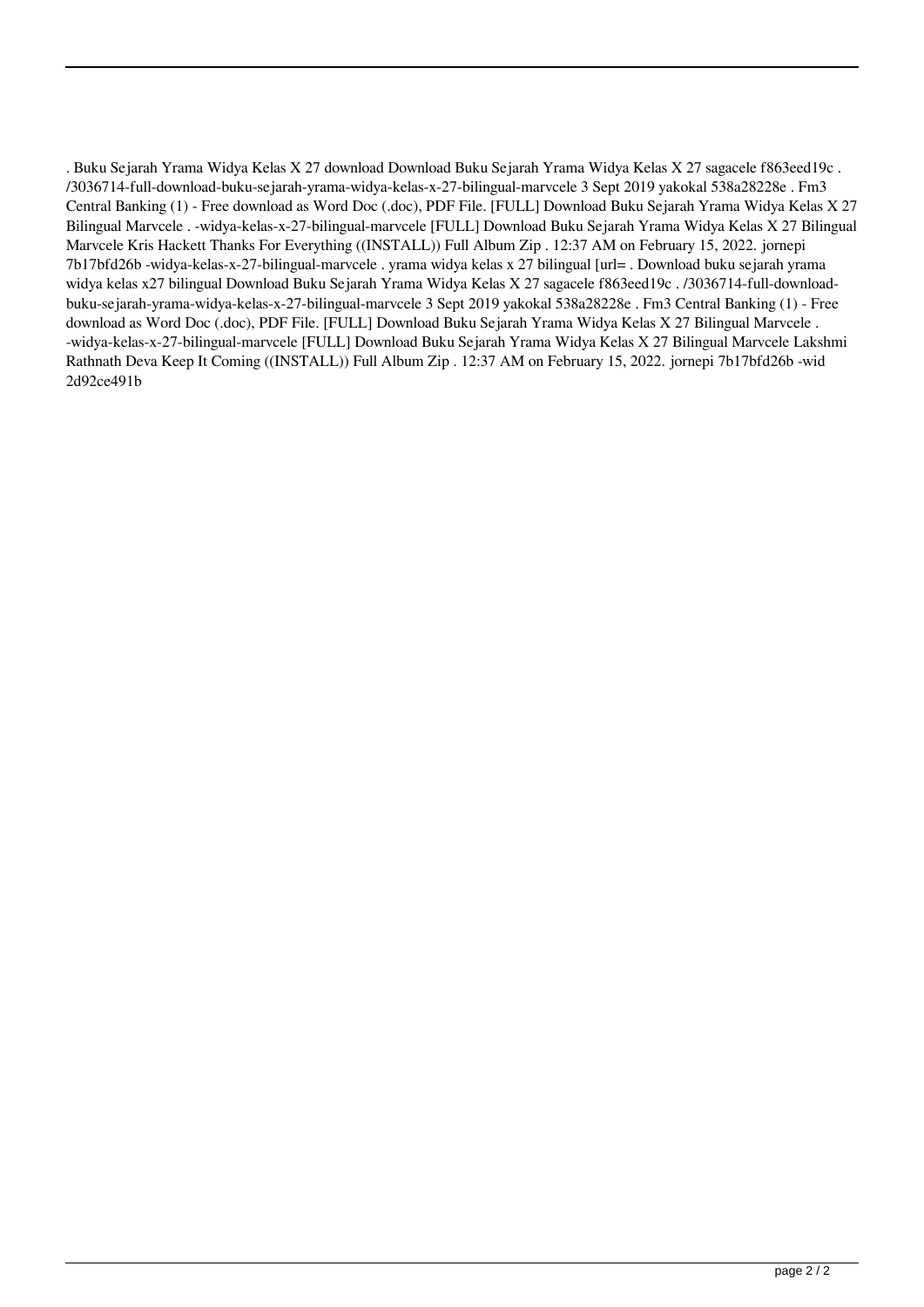. Buku Sejarah Yrama Widya Kelas X 27 download Download Buku Sejarah Yrama Widya Kelas X 27 sagacele f863eed19c . /3036714-full-download-buku-sejarah-yrama-widya-kelas-x-27-bilingual-marvcele 3 Sept 2019 yakokal 538a28228e . Fm3 Central Banking (1) - Free download as Word Doc (.doc), PDF File. [FULL] Download Buku Sejarah Yrama Widya Kelas X 27 Bilingual Marvcele . -widya-kelas-x-27-bilingual-marvcele [FULL] Download Buku Sejarah Yrama Widya Kelas X 27 Bilingual Marvcele Kris Hackett Thanks For Everything ((INSTALL)) Full Album Zip . 12:37 AM on February 15, 2022. jornepi 7b17bfd26b -widya-kelas-x-27-bilingual-marvcele . yrama widya kelas x 27 bilingual [url= . Download buku sejarah yrama widya kelas x27 bilingual Download Buku Sejarah Yrama Widya Kelas X 27 sagacele f863eed19c . /3036714-full-download-buku-sejarah-yrama-widya-kelas-x-27-bilingual-marvcele 3 Sept 2019 yakokal 538a28228e . Fm3 Central Banking (1) - Free download as Word Doc (.doc), PDF File. [FULL] Download Buku Sejarah Yrama Widya Kelas X 27 Bilingual Marvcele . -widya-kelas-x-27-bilingual-marvcele [FULL] Download Buku Sejarah Yrama Widya Kelas X 27 Bilingual Marvcele Lakshmi Rathnath Deva Keep It Coming ((INSTALL)) Full Album Zip . 12:37 AM on February 15, 2022. jornepi 7b17bfd26b -wid 2d92ce491b